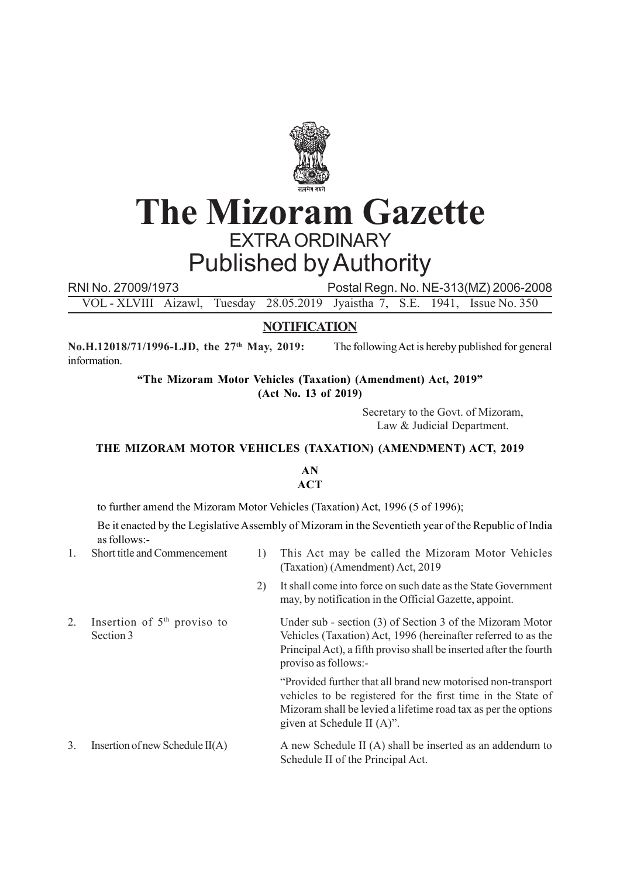# The Mizoram Gazette

EXTRA ORDINARY

Published by Authority

RNI No. 27009/1973 Postal Regn. No. NE-313(MZ) 2006-2008

VOL - XLVIII Aizawl, Tuesday 28.05.2019 Jyaistha 7, S.E. 1941, Issue No. 350

## NOTIFICATION

**No.H.12018/71/1996-LJD, the 27th May, 2019:** The following Act is hereby published for general information.

**"The Mizoram Motor Vehicles (Taxation) (Amendment) Act, 2019"**
**(Act No. 13 of 2019)**

Secretary to the Govt. of Mizoram,
Law & Judicial Department.

### THE MIZORAM MOTOR VEHICLES (TAXATION) (AMENDMENT) ACT, 2019

**AN**
**ACT**

to further amend the Mizoram Motor Vehicles (Taxation) Act, 1996 (5 of 1996);

Be it enacted by the Legislative Assembly of Mizoram in the Seventieth year of the Republic of India as follows:-

1. Short title and Commencement
   1) This Act may be called the Mizoram Motor Vehicles (Taxation) (Amendment) Act, 2019
   2) It shall come into force on such date as the State Government may, by notification in the Official Gazette, appoint.

2. Insertion of 5th proviso to Section 3

   Under sub - section (3) of Section 3 of the Mizoram Motor Vehicles (Taxation) Act, 1996 (hereinafter referred to as the Principal Act), a fifth proviso shall be inserted after the fourth proviso as follows:-

   "Provided further that all brand new motorised non-transport vehicles to be registered for the first time in the State of Mizoram shall be levied a lifetime road tax as per the options given at Schedule II (A)".

3. Insertion of new Schedule II(A)

   A new Schedule II (A) shall be inserted as an addendum to Schedule II of the Principal Act.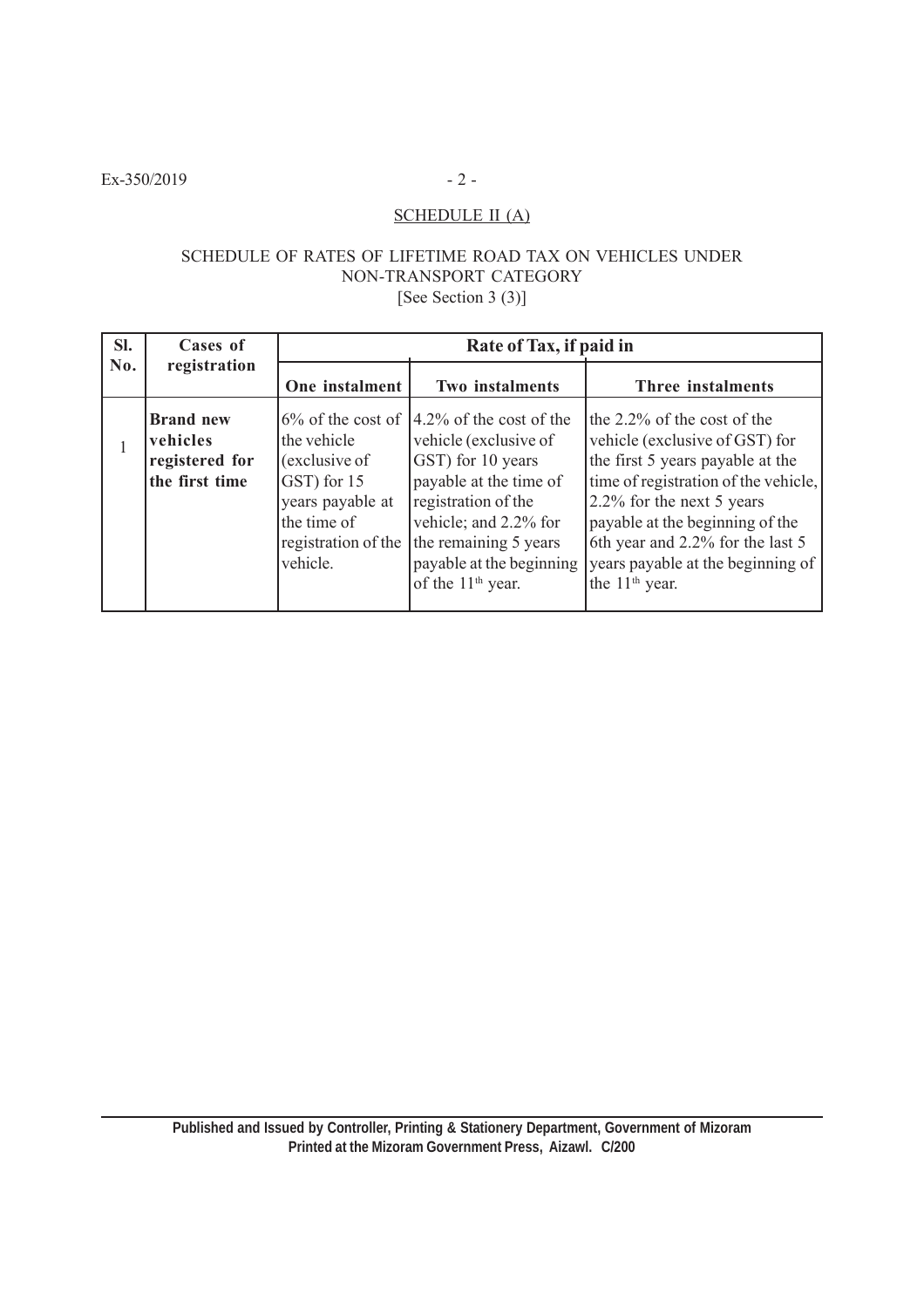## SCHEDULE II (A)

### SCHEDULE OF RATES OF LIFETIME ROAD TAX ON VEHICLES UNDER NON-TRANSPORT CATEGORY

[See Section 3 (3)]

| Sl. No. | Cases of registration | Rate of Tax, if paid in | | |
|---|---|---|---|---|
| | | One instalment | Two instalments | Three instalments |
| 1 | **Brand new vehicles registered for the first time** | 6% of the cost of the vehicle (exclusive of GST) for 15 years payable at the time of registration of the vehicle. | 4.2% of the cost of the vehicle (exclusive of GST) for 10 years payable at the time of registration of the vehicle; and 2.2% for the remaining 5 years payable at the beginning of the 11th year. | the 2.2% of the cost of the vehicle (exclusive of GST) for the first 5 years payable at the time of registration of the vehicle, 2.2% for the next 5 years payable at the beginning of the 6th year and 2.2% for the last 5 years payable at the beginning of the 11th year. |

**Published and Issued by Controller, Printing & Stationery Department, Government of Mizoram**
**Printed at the Mizoram Government Press, Aizawl. C/200**